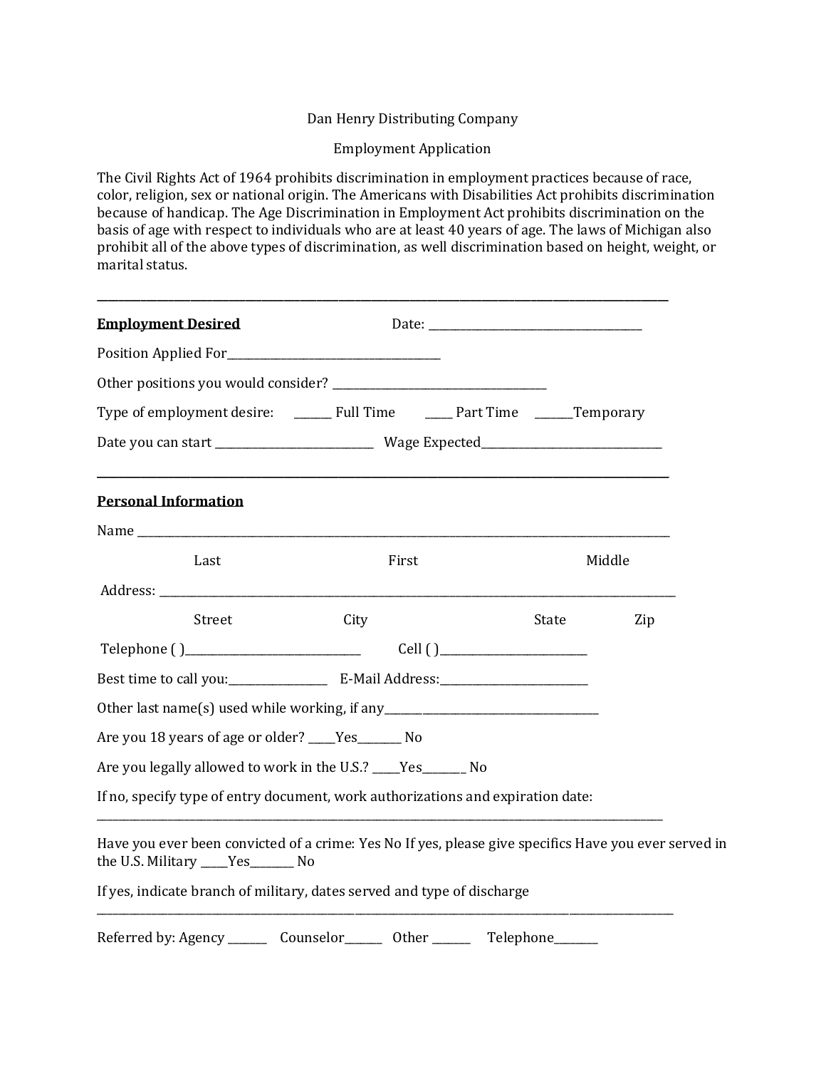Dan Henry Distributing Company

Employment Application

The Civil Rights Act of 1964 prohibits discrimination in employment practices because of race, color, religion, sex or national origin. The Americans with Disabilities Act prohibits discrimination because of handicap. The Age Discrimination in Employment Act prohibits discrimination on the basis of age with respect to individuals who are at least 40 years of age. The laws of Michigan also prohibit all of the above types of discrimination, as well discrimination based on height, weight, or marital status.

---

**Employment Desired** Date: ______________________________

Position Applied For______________________________

Other positions you would consider? ______________________________

Type of employment desire: ______ Full Time _____ Part Time ______Temporary

Date you can start ______________________ Wage Expected________________________

---

**Personal Information**

Name ______________________________________________________________________________

Last First Middle

Address: ____________________________________________________________________________

Street City State Zip

Telephone ( )________________________ Cell ( )____________________

Best time to call you:______________ E-Mail Address:____________________

Other last name(s) used while working, if any______________________________

Are you 18 years of age or older? _____Yes________ No

Are you legally allowed to work in the U.S.? _____Yes________ No

If no, specify type of entry document, work authorizations and expiration date:
______________________________________________________________________________

Have you ever been convicted of a crime: Yes No If yes, please give specifics Have you ever served in the U.S. Military _____Yes________ No

If yes, indicate branch of military, dates served and type of discharge
______________________________________________________________________________

Referred by: Agency _______ Counselor_______ Other _______ Telephone________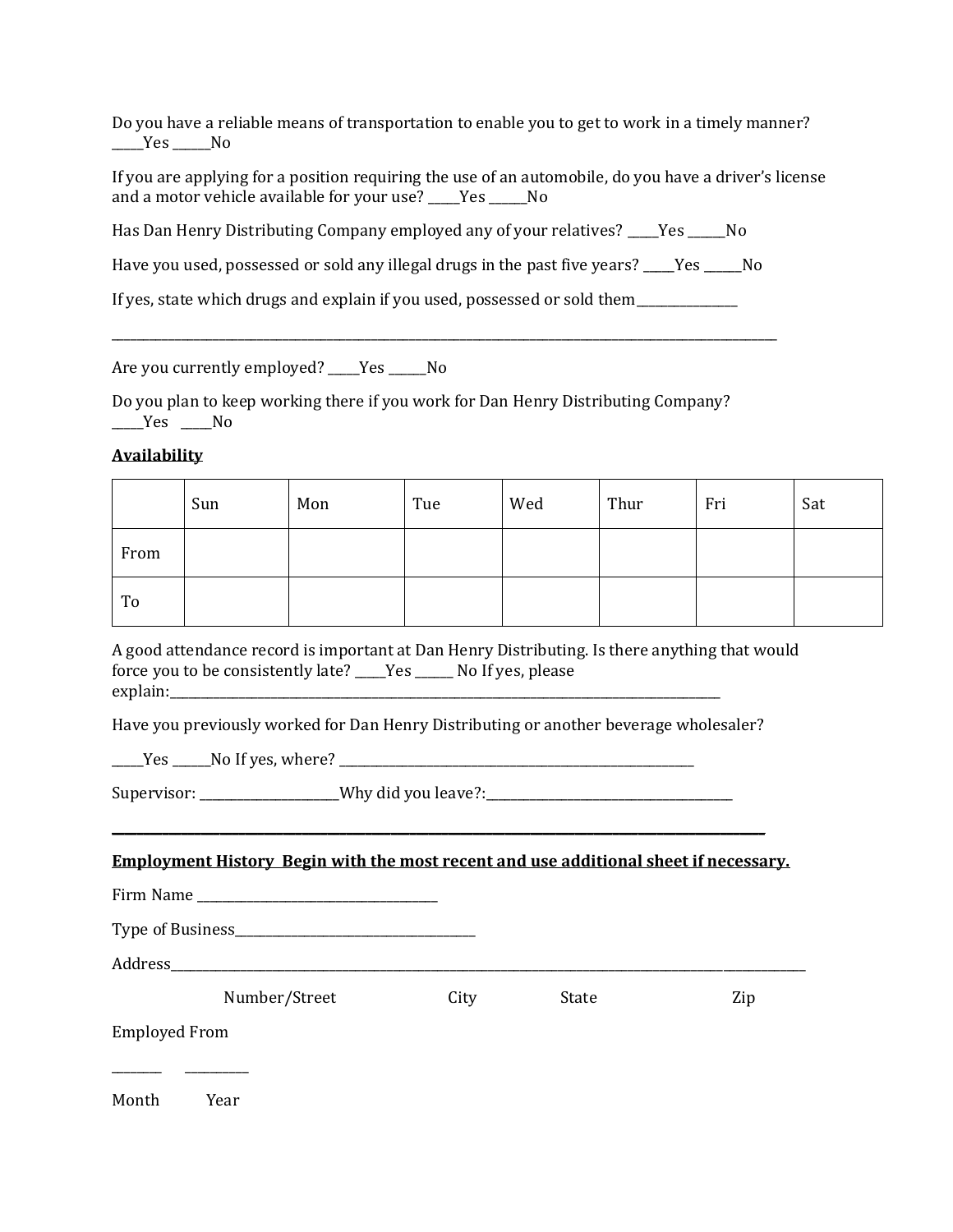Do you have a reliable means of transportation to enable you to get to work in a timely manner? _____Yes ______No

If you are applying for a position requiring the use of an automobile, do you have a driver's license and a motor vehicle available for your use? _____Yes ______No

Has Dan Henry Distributing Company employed any of your relatives? _____Yes ______No

Have you used, possessed or sold any illegal drugs in the past five years? _____Yes ______No

If yes, state which drugs and explain if you used, possessed or sold them________________

_______________________________________________________________________________________________________________

Are you currently employed? _____Yes ______No

Do you plan to keep working there if you work for Dan Henry Distributing Company? _____Yes _____No

**Availability**

| | Sun | Mon | Tue | Wed | Thur | Fri | Sat |
|---|---|---|---|---|---|---|---|
| From | | | | | | | |
| To | | | | | | | |

A good attendance record is important at Dan Henry Distributing. Is there anything that would force you to be consistently late? _____Yes ______ No If yes, please explain:_____________________________________________________________________________________________

Have you previously worked for Dan Henry Distributing or another beverage wholesaler?

_____Yes ______No If yes, where? ___________________________________________________________

Supervisor: ______________________Why did you leave?:_______________________________________

___________________________________________________________________________________________

**Employment History Begin with the most recent and use additional sheet if necessary.**

Firm Name ______________________________________

Type of Business______________________________________

Address_______________________________________________________________________________________________________________

Number/Street City State Zip

Employed From

________ __________

Month Year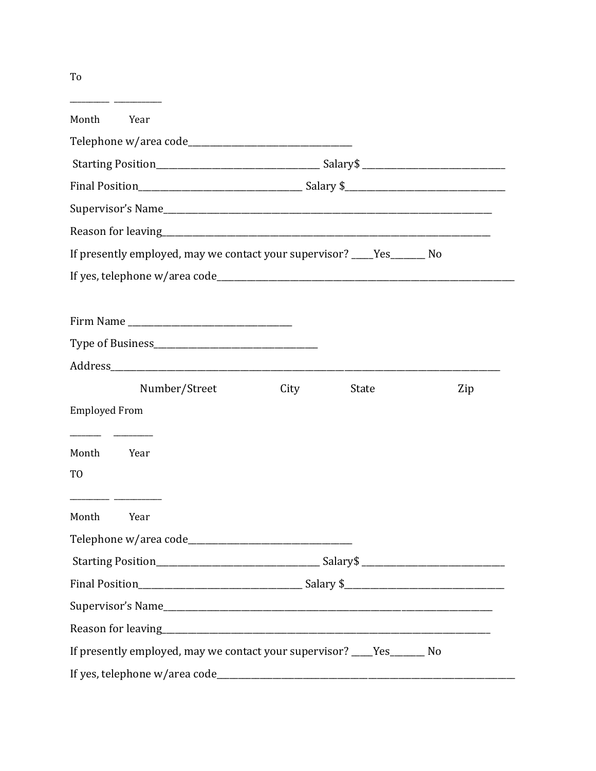To

_________ ___________

Month Year

Telephone w/area code_____________________________________

Starting Position_____________________________________ Salary$ ________________________________

Final Position_____________________________________ Salary $____________________________________

Supervisor's Name_____________________________________________________________________________

Reason for leaving_____________________________________________________________________________

If presently employed, may we contact your supervisor? _____Yes________ No

If yes, telephone w/area code____________________________________________________________________

Firm Name _____________________________________

Type of Business_____________________________________

Address_____________________________________________________________________________________________

Number/Street City State Zip

Employed From

________ __________

Month Year

TO

_________ ___________

Month Year

Telephone w/area code_____________________________________

Starting Position_____________________________________ Salary$ ________________________________

Final Position_____________________________________ Salary $____________________________________

Supervisor's Name_____________________________________________________________________________

Reason for leaving_____________________________________________________________________________

If presently employed, may we contact your supervisor? _____Yes________ No

If yes, telephone w/area code____________________________________________________________________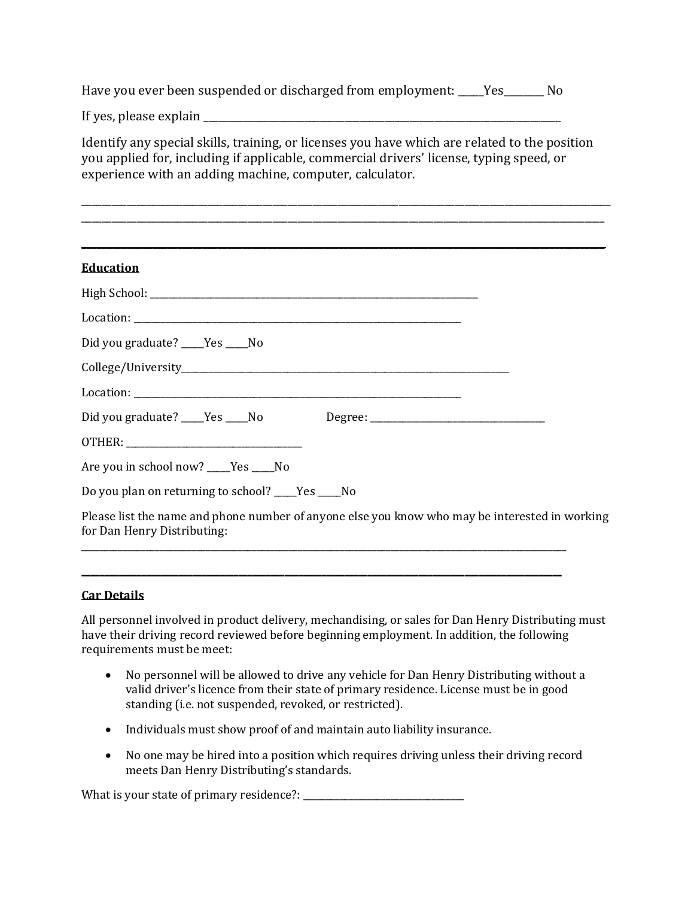Have you ever been suspended or discharged from employment: _____Yes________ No

If yes, please explain ___________________________________________________________________________

Identify any special skills, training, or licenses you have which are related to the position you applied for, including if applicable, commercial drivers' license, typing speed, or experience with an adding machine, computer, calculator.

_____________________________________________________________________________________________________________
_____________________________________________________________________________________________________________

_____________________________________________________________________________________________________________

**Education**

High School: ___________________________________________________________________________

Location: ___________________________________________________________________________

Did you graduate? _____Yes _____No

College/University___________________________________________________________________________

Location: ___________________________________________________________________________

Did you graduate? _____Yes _____No Degree: ______________________________________

OTHER: ______________________________________

Are you in school now? _____Yes _____No

Do you plan on returning to school? _____Yes _____No

Please list the name and phone number of anyone else you know who may be interested in working for Dan Henry Distributing:

_____________________________________________________________________________________________________________

_____________________________________________________________________________________________________________

**Car Details**

All personnel involved in product delivery, mechandising, or sales for Dan Henry Distributing must have their driving record reviewed before beginning employment. In addition, the following requirements must be meet:

- No personnel will be allowed to drive any vehicle for Dan Henry Distributing without a valid driver's licence from their state of primary residence. License must be in good standing (i.e. not suspended, revoked, or restricted).
- Individuals must show proof of and maintain auto liability insurance.
- No one may be hired into a position which requires driving unless their driving record meets Dan Henry Distributing's standards.

What is your state of primary residence?: ___________________________________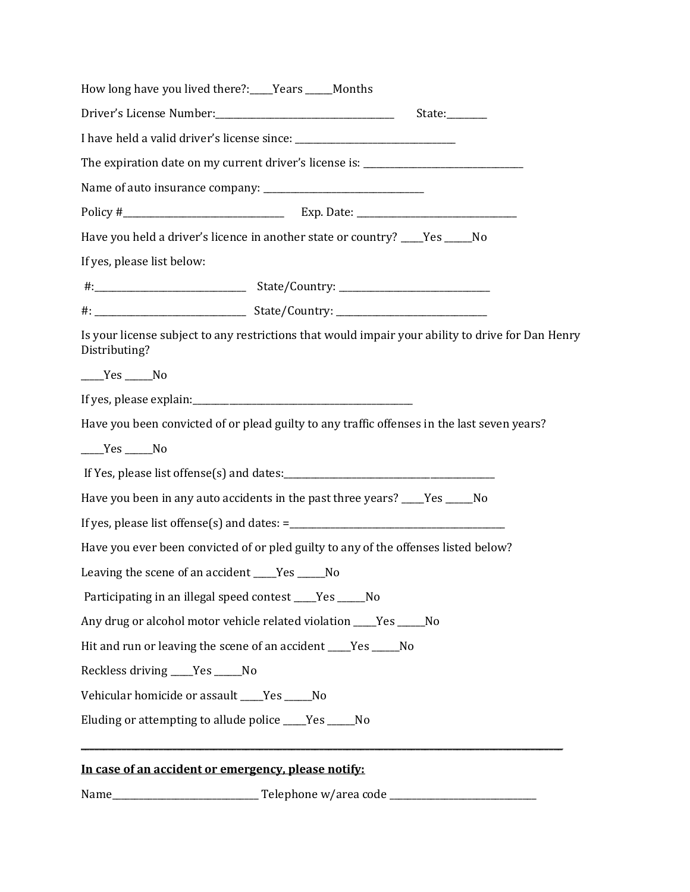How long have you lived there?:_____Years ______Months

Driver's License Number:_______________________________________ State:_________

I have held a valid driver's license since: ___________________________________

The expiration date on my current driver's license is: ___________________________________

Name of auto insurance company: ___________________________________

Policy #___________________________________ Exp. Date: ___________________________________

Have you held a driver's licence in another state or country? _____Yes ______No

If yes, please list below:

#:_________________________________ State/Country: _________________________________

#: _________________________________ State/Country: _________________________________

Is your license subject to any restrictions that would impair your ability to drive for Dan Henry Distributing?

_____Yes ______No

If yes, please explain:_______________________________________________

Have you been convicted of or plead guilty to any traffic offenses in the last seven years?

_____Yes ______No

If Yes, please list offense(s) and dates:_______________________________________________

Have you been in any auto accidents in the past three years? _____Yes ______No

If yes, please list offense(s) and dates: =_______________________________________________

Have you ever been convicted of or pled guilty to any of the offenses listed below?

Leaving the scene of an accident _____Yes ______No

Participating in an illegal speed contest _____Yes ______No

Any drug or alcohol motor vehicle related violation _____Yes ______No

Hit and run or leaving the scene of an accident _____Yes ______No

Reckless driving _____Yes ______No

Vehicular homicide or assault _____Yes ______No

Eluding or attempting to allude police _____Yes ______No

---

**In case of an accident or emergency, please notify:**

Name________________________________ Telephone w/area code ________________________________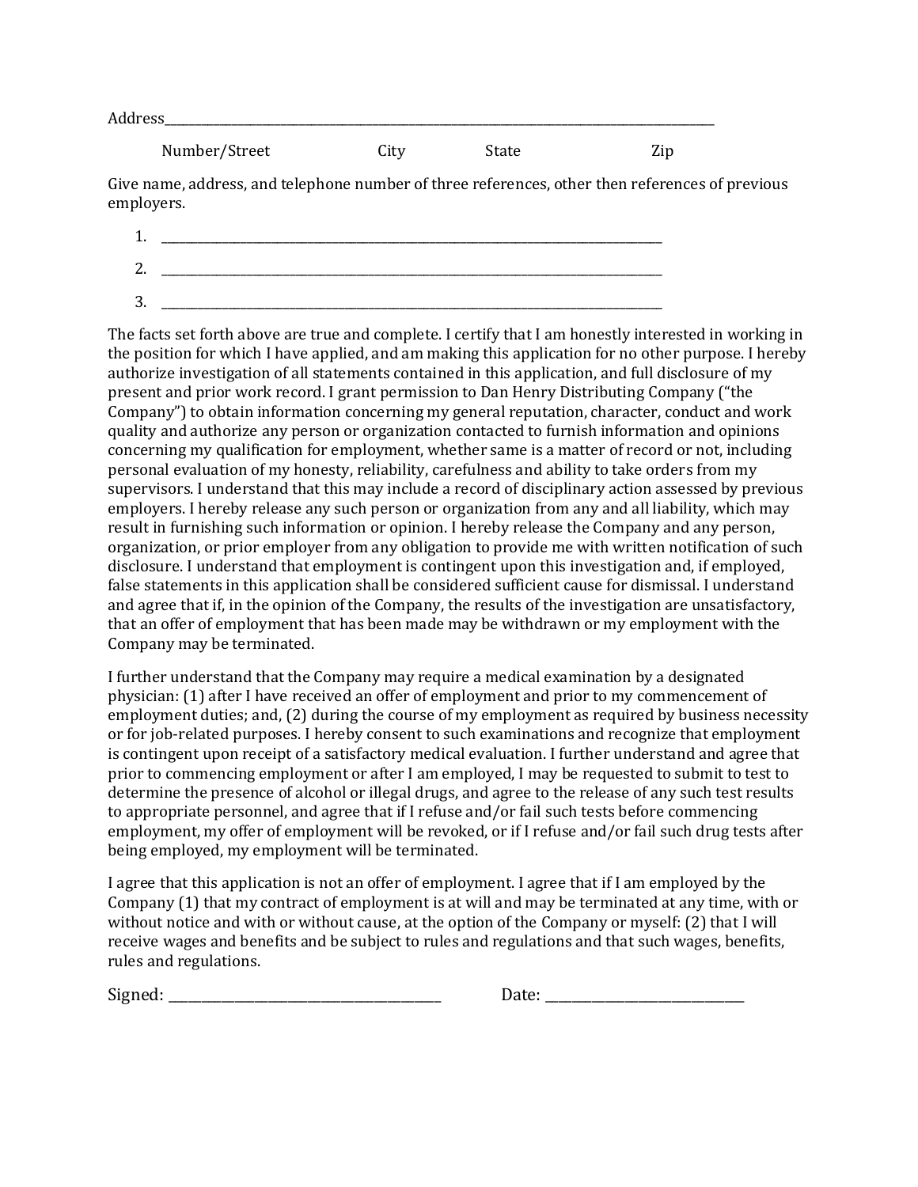Address_______________________________________________________________________________

Number/Street City State Zip

Give name, address, and telephone number of three references, other then references of previous employers.

1. ______________________________________________________________________________
2. ______________________________________________________________________________
3. ______________________________________________________________________________

The facts set forth above are true and complete. I certify that I am honestly interested in working in the position for which I have applied, and am making this application for no other purpose. I hereby authorize investigation of all statements contained in this application, and full disclosure of my present and prior work record. I grant permission to Dan Henry Distributing Company ("the Company") to obtain information concerning my general reputation, character, conduct and work quality and authorize any person or organization contacted to furnish information and opinions concerning my qualification for employment, whether same is a matter of record or not, including personal evaluation of my honesty, reliability, carefulness and ability to take orders from my supervisors. I understand that this may include a record of disciplinary action assessed by previous employers. I hereby release any such person or organization from any and all liability, which may result in furnishing such information or opinion. I hereby release the Company and any person, organization, or prior employer from any obligation to provide me with written notification of such disclosure. I understand that employment is contingent upon this investigation and, if employed, false statements in this application shall be considered sufficient cause for dismissal. I understand and agree that if, in the opinion of the Company, the results of the investigation are unsatisfactory, that an offer of employment that has been made may be withdrawn or my employment with the Company may be terminated.

I further understand that the Company may require a medical examination by a designated physician: (1) after I have received an offer of employment and prior to my commencement of employment duties; and, (2) during the course of my employment as required by business necessity or for job-related purposes. I hereby consent to such examinations and recognize that employment is contingent upon receipt of a satisfactory medical evaluation. I further understand and agree that prior to commencing employment or after I am employed, I may be requested to submit to test to determine the presence of alcohol or illegal drugs, and agree to the release of any such test results to appropriate personnel, and agree that if I refuse and/or fail such tests before commencing employment, my offer of employment will be revoked, or if I refuse and/or fail such drug tests after being employed, my employment will be terminated.

I agree that this application is not an offer of employment. I agree that if I am employed by the Company (1) that my contract of employment is at will and may be terminated at any time, with or without notice and with or without cause, at the option of the Company or myself: (2) that I will receive wages and benefits and be subject to rules and regulations and that such wages, benefits, rules and regulations.

Signed: ______________________________________ Date: ___________________________